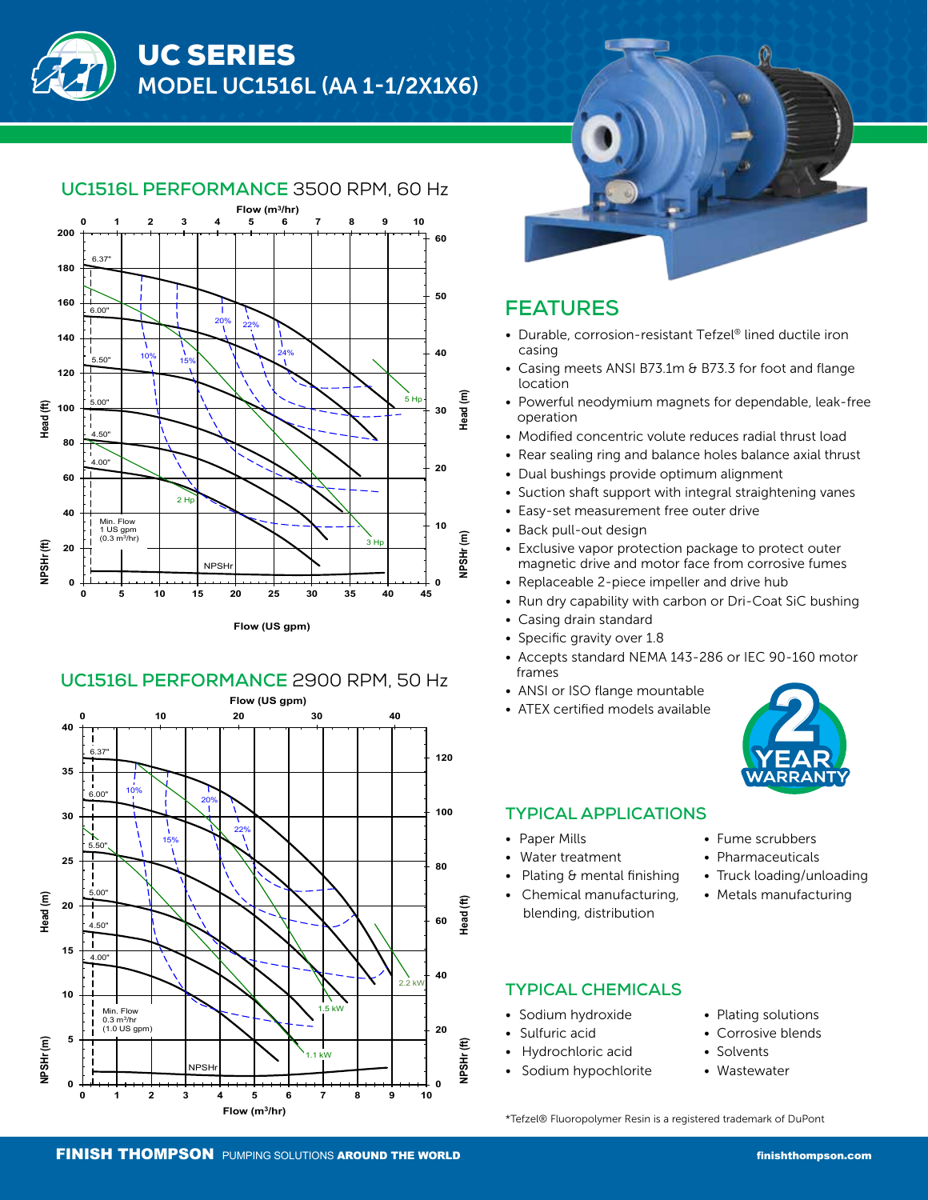# UC SERIES

## MODEL UC1516L (AA 1-1/2X1X6)

### UC1516L PERFORMANCE 3500 RPM, 60 Hz

### UC1516L PERFORMANCE 2900 RPM, 50 Hz

## FEATURES

- Durable, corrosion-resistant Tefzel® lined ductile iron casing
- Casing meets ANSI B73.1m & B73.3 for foot and flange location
- Powerful neodymium magnets for dependable, leak-free operation
- Modified concentric volute reduces radial thrust load
- Rear sealing ring and balance holes balance axial thrust
- Dual bushings provide optimum alignment
- Suction shaft support with integral straightening vanes
- Easy-set measurement free outer drive
- Back pull-out design
- Exclusive vapor protection package to protect outer magnetic drive and motor face from corrosive fumes
- Replaceable 2-piece impeller and drive hub
- Run dry capability with carbon or Dri-Coat SiC bushing
- Casing drain standard
- Specific gravity over 1.8
- Accepts standard NEMA 143-286 or IEC 90-160 motor frames
- ANSI or ISO flange mountable
- ATEX certified models available

2 YEAR WARRANTY

## TYPICAL APPLICATIONS

- Paper Mills
- Water treatment
- Plating & mental finishing
- Chemical manufacturing, blending, distribution
- Fume scrubbers
- Pharmaceuticals
- Truck loading/unloading
- Metals manufacturing

## TYPICAL CHEMICALS

- Sodium hydroxide
- Sulfuric acid
- Hydrochloric acid
- Sodium hypochlorite
- Plating solutions
- Corrosive blends
- Solvents
- Wastewater

*Tefzel® Fluoropolymer Resin is a registered trademark of DuPont

FINISH THOMPSON PUMPING SOLUTIONS AROUND THE WORLD finishthompson.com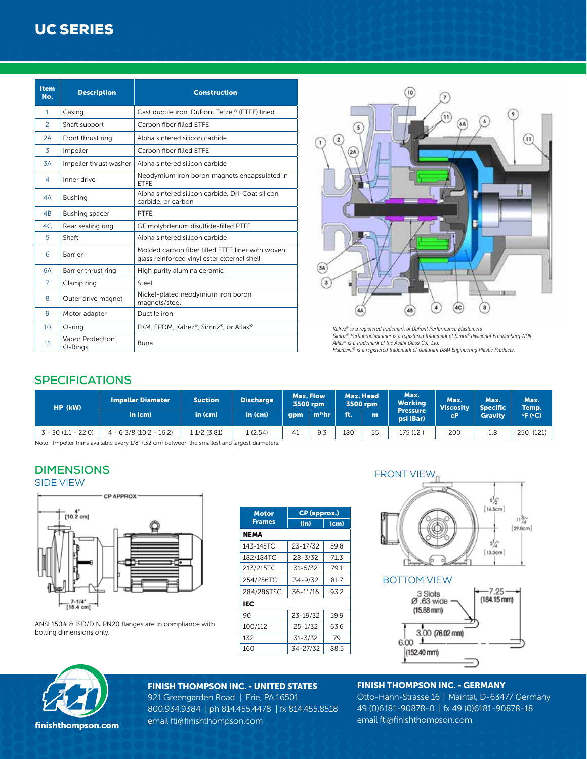# UC SERIES

| Item No. | Description | Construction |
|---|---|---|
| 1 | Casing | Cast ductile iron, DuPont Tefzel® (ETFE) lined |
| 2 | Shaft support | Carbon fiber filled ETFE |
| 2A | Front thrust ring | Alpha sintered silicon carbide |
| 3 | Impeller | Carbon fiber filled ETFE |
| 3A | Impeller thrust washer | Alpha sintered silicon carbide |
| 4 | Inner drive | Neodymium iron boron magnets encapsulated in ETFE |
| 4A | Bushing | Alpha sintered silicon carbide, Dri-Coat silicon carbide, or carbon |
| 4B | Bushing spacer | PTFE |
| 4C | Rear sealing ring | GF molybdenum disulfide-filled PTFE |
| 5 | Shaft | Alpha sintered silicon carbide |
| 6 | Barrier | Molded carbon fiber filled ETFE liner with woven glass reinforced vinyl ester external shell |
| 6A | Barrier thrust ring | High purity alumina ceramic |
| 7 | Clamp ring | Steel |
| 8 | Outer drive magnet | Nickel-plated neodymium iron boron magnets/steel |
| 9 | Motor adapter | Ductile iron |
| 10 | O-ring | FKM, EPDM, Kalrez®, Simriz®, or Aflas® |
| 11 | Vapor Protection O-Rings | Buna |

10 7 11 6A 6 9 5 1 2 2A 11 3A 3 4A 4B 4 4C 8

*Kalrez® is a registered trademark of DuPont Performance Elastomers*
*Simriz® Perfluoroelastomer is a registered trademark of Simrit® divisionof Freudenberg-NOK.*
*Aflas® is a trademark of the Asahi Glass Co., Ltd.*
*Fluorosint® is a registered trademark of Quadrant DSM Engineering Plastic Products.*

## SPECIFICATIONS

| HP (kW) | Impeller Diameter | Suction | Discharge | Max. Flow 3500 rpm | | Max. Head 3500 rpm | | Max. Working Pressure psi (Bar) | Max. Viscosity cP | Max. Specific Gravity | Max. Temp. °F (°C) |
|---|---|---|---|---|---|---|---|---|---|---|---|
| | in (cm) | in (cm) | in (cm) | gpm | m³/hr | ft. | m | | | | |
| 3 - 30 (1.1 - 22.0) | 4 - 6 3/8 (10.2 - 16.2) | 1 1/2 (3.81) | 1 (2.54) | 41 | 9.3 | 180 | 55 | 175 (12 ) | 200 | 1.8 | 250 (121) |

Note: Impeller trims available every 1/8" (.32 cm) between the smallest and largest diameters.

## DIMENSIONS

### SIDE VIEW

CP APPROX
4" [10.2 cm]
7-1/4" [18.4 cm]

ANSI 150# & ISO/DIN PN20 flanges are in compliance with bolting dimensions only.

| Motor Frames | CP (approx.) (in) | CP (approx.) (cm) |
|---|---|---|
| **NEMA** | | |
| 143-145TC | 23-17/32 | 59.8 |
| 182/184TC | 28-3/32 | 71.3 |
| 213/215TC | 31-5/32 | 79.1 |
| 254/256TC | 34-9/32 | 81.7 |
| 284/286TSC | 36-11/16 | 93.2 |
| **IEC** | | |
| 90 | 23-19/32 | 59.9 |
| 100/112 | 25-1/32 | 63.6 |
| 132 | 31-3/32 | 79 |
| 160 | 34-27/32 | 88.5 |

### FRONT VIEW

6 1/2 [16.5cm]
11 3/4 [29.8cm]
5 1/4 [13.3cm]

### BOTTOM VIEW

3 Slots Ø .63 wide (15.88 mm)
7.25 (184.15 mm)
3.00 (76.02 mm)
6.00 (152.40 mm)

finishthompson.com

**FINISH THOMPSON INC. - UNITED STATES**
921 Greengarden Road | Erie, PA 16501
800.934.9384 | ph 814.455.4478 | fx 814.455.8518
email fti@finishthompson.com

**FINISH THOMPSON INC. - GERMANY**
Otto-Hahn-Strasse 16 | Maintal, D-63477 Germany
49 (0)6181-90878-0 | fx 49 (0)6181-90878-18
email fti@finishthompson.com